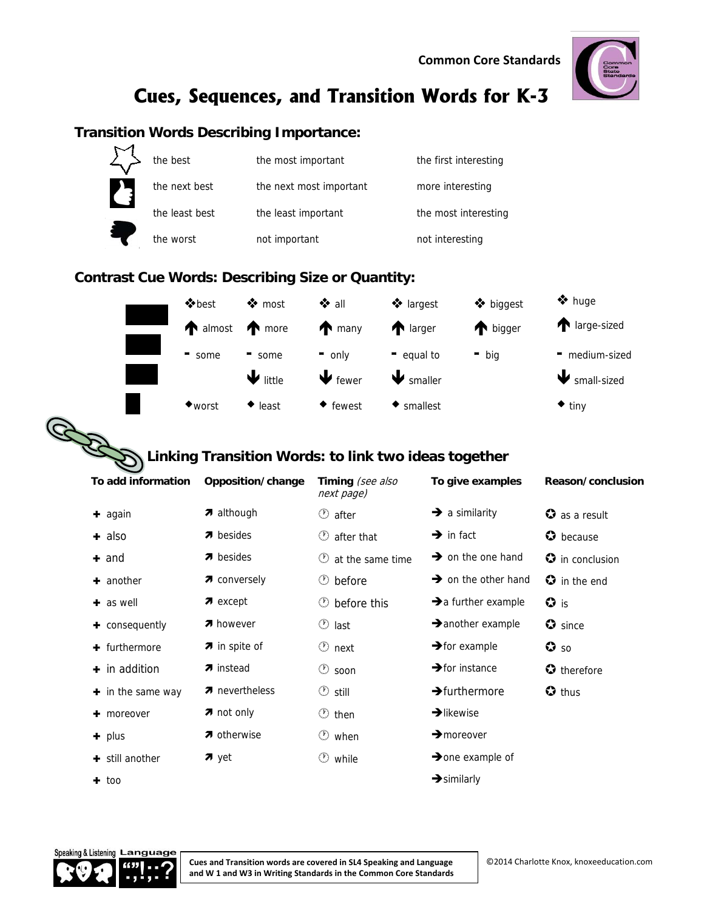Common Core Standards

# Cues, Sequences, and Transition Words for K-3

## Transition Words Describing Importance:

| | | |
|---|---|---|
| the best | the most important | the first interesting |
| the next best | the next most important | more interesting |
| the least best | the least important | the most interesting |
| the worst | not important | not interesting |

## Contrast Cue Words: Describing Size or Quantity:

| | | | | | |
|---|---|---|---|---|---|
| ❖best | ❖ most | ❖ all | ❖ largest | ❖ biggest | ❖ huge |
| ↑ almost | ↑ more | ↑ many | ↑ larger | ↑ bigger | ↑ large-sized |
| - some | - some | - only | - equal to | - big | - medium-sized |
| | ↓ little | ↓ fewer | ↓ smaller | | ↓ small-sized |
| ◆worst | ◆ least | ◆ fewest | ◆ smallest | | ◆ tiny |

## Linking Transition Words: to link two ideas together

| To add information | Opposition/change | Timing *(see also next page)* | To give examples | Reason/conclusion |
|---|---|---|---|---|
| + again | ↗ although | after | → a similarity | as a result |
| + also | ↗ besides | after that | → in fact | because |
| + and | ↗ besides | at the same time | → on the one hand | in conclusion |
| + another | ↗ conversely | before | → on the other hand | in the end |
| + as well | ↗ except | before this | → a further example | is |
| + consequently | ↗ however | last | → another example | since |
| + furthermore | ↗ in spite of | next | → for example | so |
| + in addition | ↗ instead | soon | → for instance | therefore |
| + in the same way | ↗ nevertheless | still | → furthermore | thus |
| + moreover | ↗ not only | then | → likewise | |
| + plus | ↗ otherwise | when | → moreover | |
| + still another | ↗ yet | while | → one example of | |
| + too | | | → similarly | |

Cues and Transition words are covered in SL4 Speaking and Language and W 1 and W3 in Writing Standards in the Common Core Standards

©2014 Charlotte Knox, knoxeeducation.com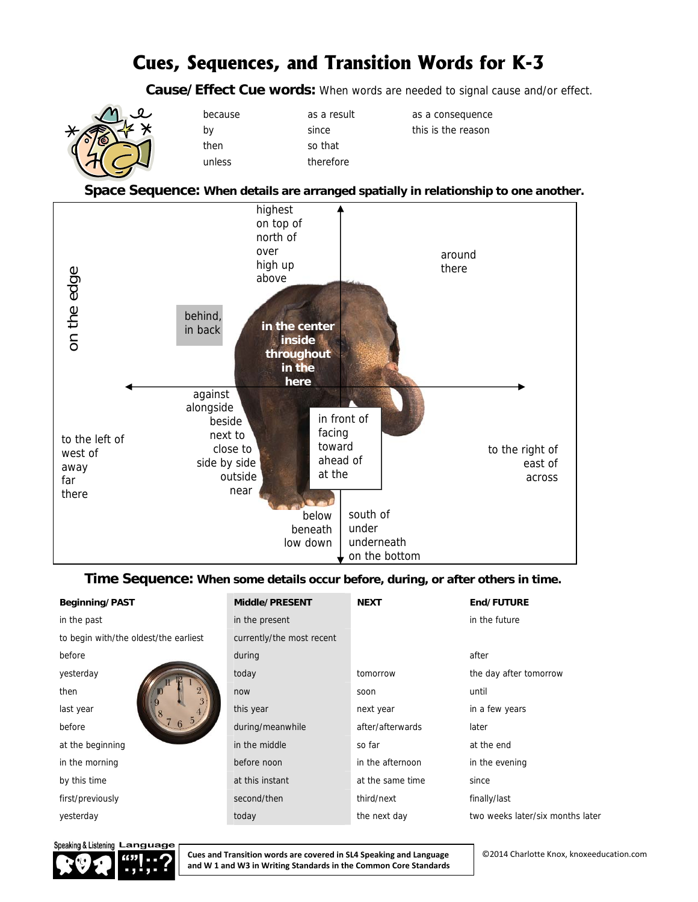# Cues, Sequences, and Transition Words for K-3

**Cause/Effect Cue words:** When words are needed to signal cause and/or effect.

| | | |
|---|---|---|
| because | as a result | as a consequence |
| by | since | this is the reason |
| then | so that | |
| unless | therefore | |

**Space Sequence: When details are arranged spatially in relationship to one another.**

highest
on top of
north of
over
high up
above

around
there

on the edge

behind,
in back

in the center
inside
throughout
in the
here

against
alongside
beside
next to
close to
side by side
outside
near

in front of
facing
toward
ahead of
at the

to the left of
west of
away
far
there

to the right of
east of
across

below
beneath
low down

south of
under
underneath
on the bottom

**Time Sequence: When some details occur before, during, or after others in time.**

| Beginning/PAST | Middle/PRESENT | NEXT | End/FUTURE |
|---|---|---|---|
| in the past | in the present | | in the future |
| to begin with/the oldest/the earliest | currently/the most recent | | |
| before | during | | after |
| yesterday | today | tomorrow | the day after tomorrow |
| then | now | soon | until |
| last year | this year | next year | in a few years |
| before | during/meanwhile | after/afterwards | later |
| at the beginning | in the middle | so far | at the end |
| in the morning | before noon | in the afternoon | in the evening |
| by this time | at this instant | at the same time | since |
| first/previously | second/then | third/next | finally/last |
| yesterday | today | the next day | two weeks later/six months later |

Speaking & Listening Language

**Cues and Transition words are covered in SL4 Speaking and Language and W 1 and W3 in Writing Standards in the Common Core Standards**

©2014 Charlotte Knox, knoxeeducation.com